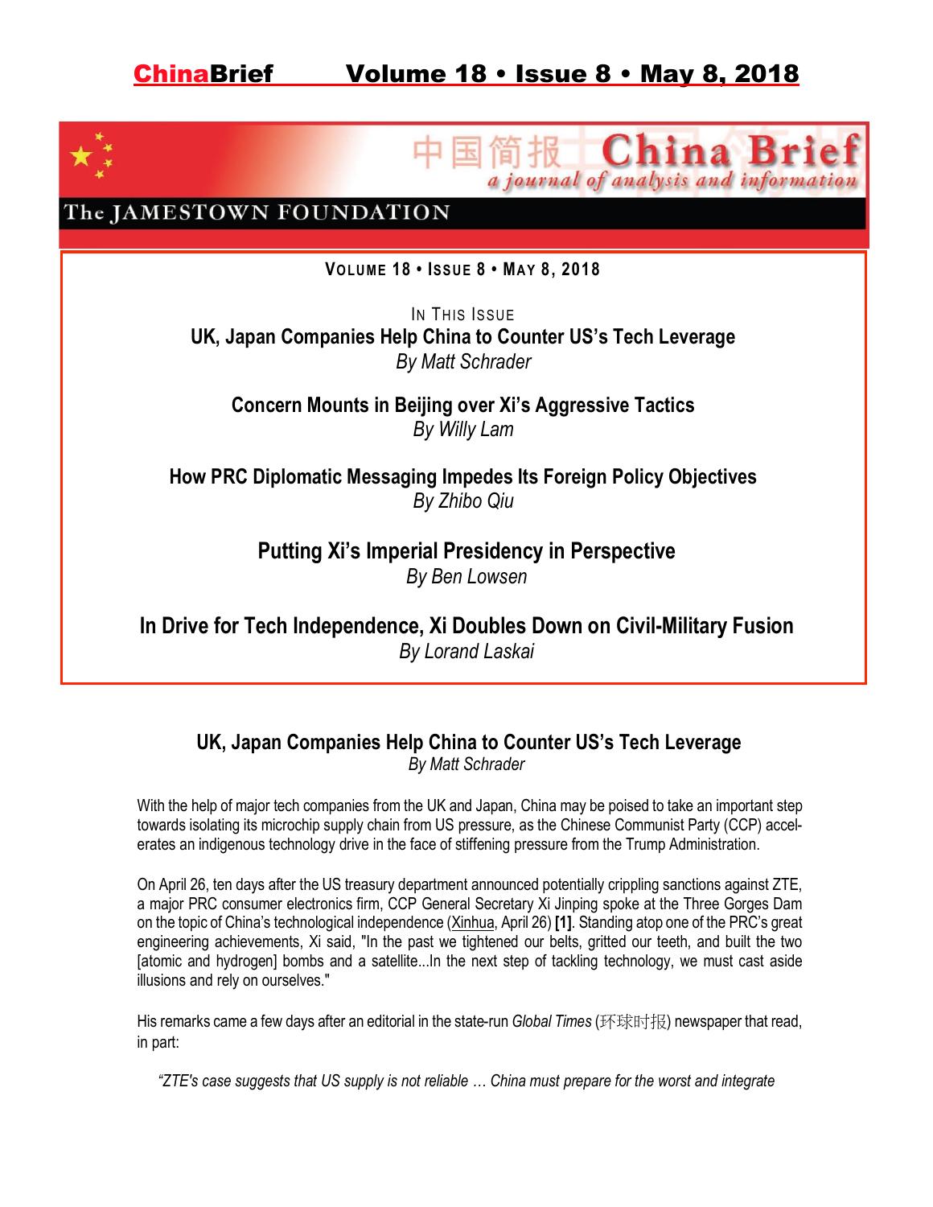# ChinaBrief Volume 18 • Issue 8 • May 8, 2018

中国简报 China Brief
*a journal of analysis and information*

The JAMESTOWN FOUNDATION

**VOLUME 18 • ISSUE 8 • MAY 8, 2018**

IN THIS ISSUE

**UK, Japan Companies Help China to Counter US's Tech Leverage**
*By Matt Schrader*

**Concern Mounts in Beijing over Xi's Aggressive Tactics**
*By Willy Lam*

**How PRC Diplomatic Messaging Impedes Its Foreign Policy Objectives**
*By Zhibo Qiu*

**Putting Xi's Imperial Presidency in Perspective**
*By Ben Lowsen*

**In Drive for Tech Independence, Xi Doubles Down on Civil-Military Fusion**
*By Lorand Laskai*

## UK, Japan Companies Help China to Counter US's Tech Leverage

*By Matt Schrader*

With the help of major tech companies from the UK and Japan, China may be poised to take an important step towards isolating its microchip supply chain from US pressure, as the Chinese Communist Party (CCP) accelerates an indigenous technology drive in the face of stiffening pressure from the Trump Administration.

On April 26, ten days after the US treasury department announced potentially crippling sanctions against ZTE, a major PRC consumer electronics firm, CCP General Secretary Xi Jinping spoke at the Three Gorges Dam on the topic of China's technological independence (Xinhua, April 26) **[1]**. Standing atop one of the PRC's great engineering achievements, Xi said, "In the past we tightened our belts, gritted our teeth, and built the two [atomic and hydrogen] bombs and a satellite...In the next step of tackling technology, we must cast aside illusions and rely on ourselves."

His remarks came a few days after an editorial in the state-run *Global Times* (环球时报) newspaper that read, in part:

> *"ZTE's case suggests that US supply is not reliable … China must prepare for the worst and integrate*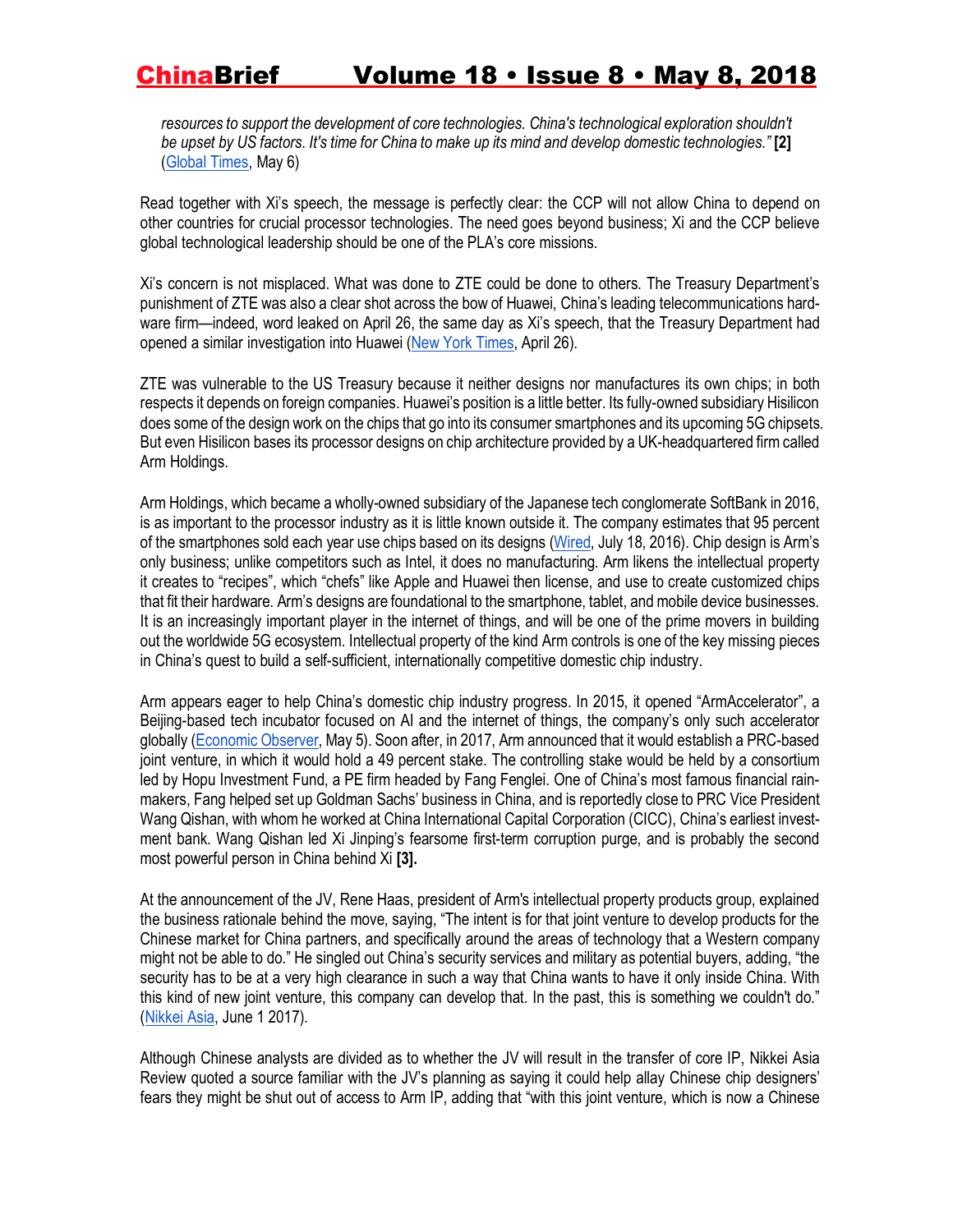*resources to support the development of core technologies. China's technological exploration shouldn't be upset by US factors. It's time for China to make up its mind and develop domestic technologies."* **[2]** (Global Times, May 6)

Read together with Xi's speech, the message is perfectly clear: the CCP will not allow China to depend on other countries for crucial processor technologies. The need goes beyond business; Xi and the CCP believe global technological leadership should be one of the PLA's core missions.

Xi's concern is not misplaced. What was done to ZTE could be done to others. The Treasury Department's punishment of ZTE was also a clear shot across the bow of Huawei, China's leading telecommunications hardware firm—indeed, word leaked on April 26, the same day as Xi's speech, that the Treasury Department had opened a similar investigation into Huawei (New York Times, April 26).

ZTE was vulnerable to the US Treasury because it neither designs nor manufactures its own chips; in both respects it depends on foreign companies. Huawei's position is a little better. Its fully-owned subsidiary Hisilicon does some of the design work on the chips that go into its consumer smartphones and its upcoming 5G chipsets. But even Hisilicon bases its processor designs on chip architecture provided by a UK-headquartered firm called Arm Holdings.

Arm Holdings, which became a wholly-owned subsidiary of the Japanese tech conglomerate SoftBank in 2016, is as important to the processor industry as it is little known outside it. The company estimates that 95 percent of the smartphones sold each year use chips based on its designs (Wired, July 18, 2016). Chip design is Arm's only business; unlike competitors such as Intel, it does no manufacturing. Arm likens the intellectual property it creates to "recipes", which "chefs" like Apple and Huawei then license, and use to create customized chips that fit their hardware. Arm's designs are foundational to the smartphone, tablet, and mobile device businesses. It is an increasingly important player in the internet of things, and will be one of the prime movers in building out the worldwide 5G ecosystem. Intellectual property of the kind Arm controls is one of the key missing pieces in China's quest to build a self-sufficient, internationally competitive domestic chip industry.

Arm appears eager to help China's domestic chip industry progress. In 2015, it opened "ArmAccelerator", a Beijing-based tech incubator focused on AI and the internet of things, the company's only such accelerator globally (Economic Observer, May 5). Soon after, in 2017, Arm announced that it would establish a PRC-based joint venture, in which it would hold a 49 percent stake. The controlling stake would be held by a consortium led by Hopu Investment Fund, a PE firm headed by Fang Fenglei. One of China's most famous financial rainmakers, Fang helped set up Goldman Sachs' business in China, and is reportedly close to PRC Vice President Wang Qishan, with whom he worked at China International Capital Corporation (CICC), China's earliest investment bank. Wang Qishan led Xi Jinping's fearsome first-term corruption purge, and is probably the second most powerful person in China behind Xi **[3].**

At the announcement of the JV, Rene Haas, president of Arm's intellectual property products group, explained the business rationale behind the move, saying, "The intent is for that joint venture to develop products for the Chinese market for China partners, and specifically around the areas of technology that a Western company might not be able to do." He singled out China's security services and military as potential buyers, adding, "the security has to be at a very high clearance in such a way that China wants to have it only inside China. With this kind of new joint venture, this company can develop that. In the past, this is something we couldn't do." (Nikkei Asia, June 1 2017).

Although Chinese analysts are divided as to whether the JV will result in the transfer of core IP, Nikkei Asia Review quoted a source familiar with the JV's planning as saying it could help allay Chinese chip designers' fears they might be shut out of access to Arm IP, adding that "with this joint venture, which is now a Chinese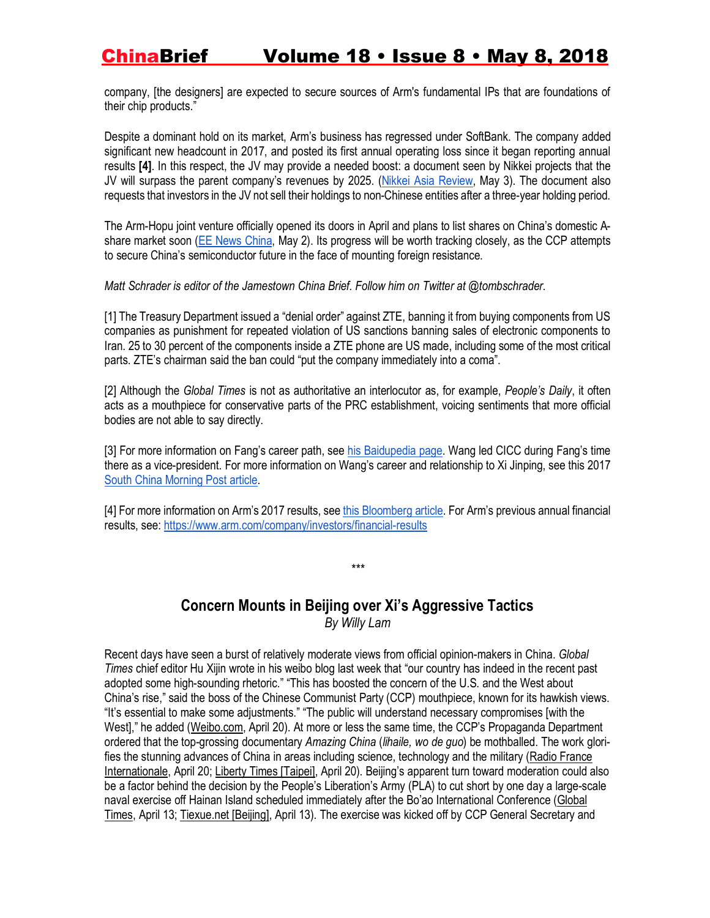company, [the designers] are expected to secure sources of Arm's fundamental IPs that are foundations of their chip products."

Despite a dominant hold on its market, Arm's business has regressed under SoftBank. The company added significant new headcount in 2017, and posted its first annual operating loss since it began reporting annual results **[4]**. In this respect, the JV may provide a needed boost: a document seen by Nikkei projects that the JV will surpass the parent company's revenues by 2025. (Nikkei Asia Review, May 3). The document also requests that investors in the JV not sell their holdings to non-Chinese entities after a three-year holding period.

The Arm-Hopu joint venture officially opened its doors in April and plans to list shares on China's domestic A-share market soon (EE News China, May 2). Its progress will be worth tracking closely, as the CCP attempts to secure China's semiconductor future in the face of mounting foreign resistance.

*Matt Schrader is editor of the Jamestown China Brief. Follow him on Twitter at @tombschrader.*

[1] The Treasury Department issued a "denial order" against ZTE, banning it from buying components from US companies as punishment for repeated violation of US sanctions banning sales of electronic components to Iran. 25 to 30 percent of the components inside a ZTE phone are US made, including some of the most critical parts. ZTE's chairman said the ban could "put the company immediately into a coma".

[2] Although the *Global Times* is not as authoritative an interlocutor as, for example, *People's Daily*, it often acts as a mouthpiece for conservative parts of the PRC establishment, voicing sentiments that more official bodies are not able to say directly.

[3] For more information on Fang's career path, see his Baidupedia page. Wang led CICC during Fang's time there as a vice-president. For more information on Wang's career and relationship to Xi Jinping, see this 2017 South China Morning Post article.

[4] For more information on Arm's 2017 results, see this Bloomberg article. For Arm's previous annual financial results, see: https://www.arm.com/company/investors/financial-results

***

## Concern Mounts in Beijing over Xi's Aggressive Tactics

*By Willy Lam*

Recent days have seen a burst of relatively moderate views from official opinion-makers in China. *Global Times* chief editor Hu Xijin wrote in his weibo blog last week that "our country has indeed in the recent past adopted some high-sounding rhetoric." "This has boosted the concern of the U.S. and the West about China's rise," said the boss of the Chinese Communist Party (CCP) mouthpiece, known for its hawkish views. "It's essential to make some adjustments." "The public will understand necessary compromises [with the West]," he added (Weibo.com, April 20). At more or less the same time, the CCP's Propaganda Department ordered that the top-grossing documentary *Amazing China* (*lihaile, wo de guo*) be mothballed. The work glorifies the stunning advances of China in areas including science, technology and the military (Radio France Internationale, April 20; Liberty Times [Taipei], April 20). Beijing's apparent turn toward moderation could also be a factor behind the decision by the People's Liberation's Army (PLA) to cut short by one day a large-scale naval exercise off Hainan Island scheduled immediately after the Bo'ao International Conference (Global Times, April 13; Tiexue.net [Beijing], April 13). The exercise was kicked off by CCP General Secretary and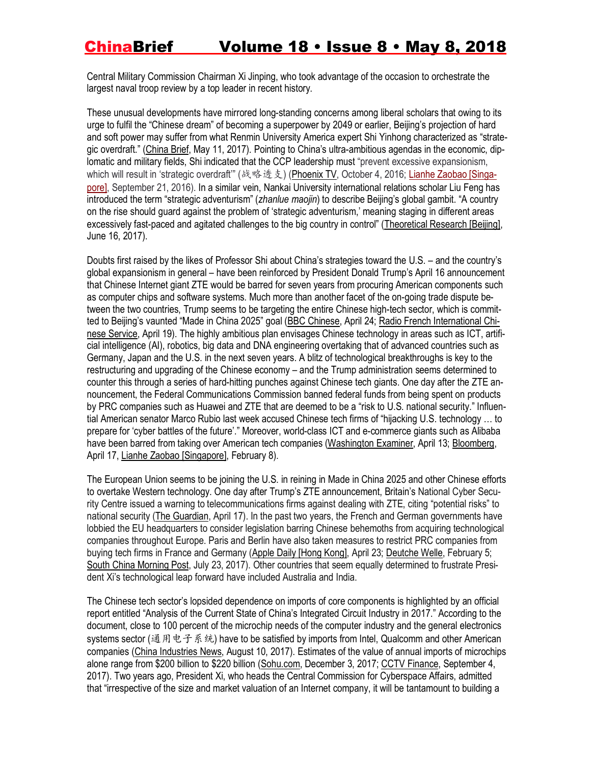Central Military Commission Chairman Xi Jinping, who took advantage of the occasion to orchestrate the largest naval troop review by a top leader in recent history.

These unusual developments have mirrored long-standing concerns among liberal scholars that owing to its urge to fulfil the "Chinese dream" of becoming a superpower by 2049 or earlier, Beijing's projection of hard and soft power may suffer from what Renmin University America expert Shi Yinhong characterized as "strategic overdraft." (China Brief, May 11, 2017). Pointing to China's ultra-ambitious agendas in the economic, diplomatic and military fields, Shi indicated that the CCP leadership must "prevent excessive expansionism, which will result in 'strategic overdraft'" (战略透支) (Phoenix TV, October 4, 2016; Lianhe Zaobao [Singapore], September 21, 2016). In a similar vein, Nankai University international relations scholar Liu Feng has introduced the term "strategic adventurism" (*zhanlue maojin*) to describe Beijing's global gambit. "A country on the rise should guard against the problem of 'strategic adventurism,' meaning staging in different areas excessively fast-paced and agitated challenges to the big country in control" (Theoretical Research [Beijing], June 16, 2017).

Doubts first raised by the likes of Professor Shi about China's strategies toward the U.S. – and the country's global expansionism in general – have been reinforced by President Donald Trump's April 16 announcement that Chinese Internet giant ZTE would be barred for seven years from procuring American components such as computer chips and software systems. Much more than another facet of the on-going trade dispute between the two countries, Trump seems to be targeting the entire Chinese high-tech sector, which is committed to Beijing's vaunted "Made in China 2025" goal (BBC Chinese, April 24; Radio French International Chinese Service, April 19). The highly ambitious plan envisages Chinese technology in areas such as ICT, artificial intelligence (AI), robotics, big data and DNA engineering overtaking that of advanced countries such as Germany, Japan and the U.S. in the next seven years. A blitz of technological breakthroughs is key to the restructuring and upgrading of the Chinese economy – and the Trump administration seems determined to counter this through a series of hard-hitting punches against Chinese tech giants. One day after the ZTE announcement, the Federal Communications Commission banned federal funds from being spent on products by PRC companies such as Huawei and ZTE that are deemed to be a "risk to U.S. national security." Influential American senator Marco Rubio last week accused Chinese tech firms of "hijacking U.S. technology … to prepare for 'cyber battles of the future'." Moreover, world-class ICT and e-commerce giants such as Alibaba have been barred from taking over American tech companies (Washington Examiner, April 13; Bloomberg, April 17, Lianhe Zaobao [Singapore], February 8).

The European Union seems to be joining the U.S. in reining in Made in China 2025 and other Chinese efforts to overtake Western technology. One day after Trump's ZTE announcement, Britain's National Cyber Security Centre issued a warning to telecommunications firms against dealing with ZTE, citing "potential risks" to national security (The Guardian, April 17). In the past two years, the French and German governments have lobbied the EU headquarters to consider legislation barring Chinese behemoths from acquiring technological companies throughout Europe. Paris and Berlin have also taken measures to restrict PRC companies from buying tech firms in France and Germany (Apple Daily [Hong Kong], April 23; Deutche Welle, February 5; South China Morning Post, July 23, 2017). Other countries that seem equally determined to frustrate President Xi's technological leap forward have included Australia and India.

The Chinese tech sector's lopsided dependence on imports of core components is highlighted by an official report entitled "Analysis of the Current State of China's Integrated Circuit Industry in 2017." According to the document, close to 100 percent of the microchip needs of the computer industry and the general electronics systems sector (通用电子系统) have to be satisfied by imports from Intel, Qualcomm and other American companies (China Industries News, August 10, 2017). Estimates of the value of annual imports of microchips alone range from $200 billion to $220 billion (Sohu.com, December 3, 2017; CCTV Finance, September 4, 2017). Two years ago, President Xi, who heads the Central Commission for Cyberspace Affairs, admitted that "irrespective of the size and market valuation of an Internet company, it will be tantamount to building a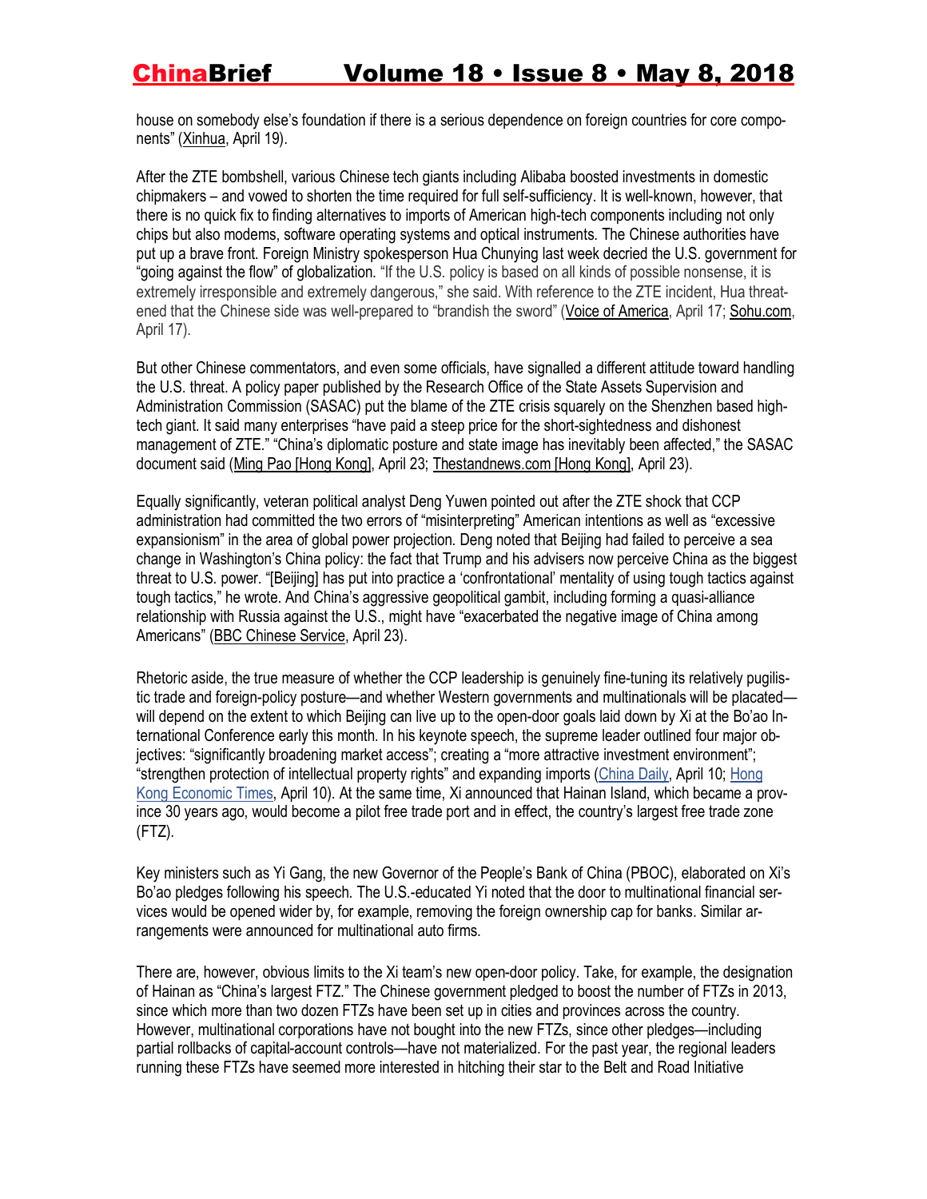house on somebody else's foundation if there is a serious dependence on foreign countries for core components" (Xinhua, April 19).

After the ZTE bombshell, various Chinese tech giants including Alibaba boosted investments in domestic chipmakers – and vowed to shorten the time required for full self-sufficiency. It is well-known, however, that there is no quick fix to finding alternatives to imports of American high-tech components including not only chips but also modems, software operating systems and optical instruments. The Chinese authorities have put up a brave front. Foreign Ministry spokesperson Hua Chunying last week decried the U.S. government for "going against the flow" of globalization. "If the U.S. policy is based on all kinds of possible nonsense, it is extremely irresponsible and extremely dangerous," she said. With reference to the ZTE incident, Hua threatened that the Chinese side was well-prepared to "brandish the sword" (Voice of America, April 17; Sohu.com, April 17).

But other Chinese commentators, and even some officials, have signalled a different attitude toward handling the U.S. threat. A policy paper published by the Research Office of the State Assets Supervision and Administration Commission (SASAC) put the blame of the ZTE crisis squarely on the Shenzhen based high-tech giant. It said many enterprises "have paid a steep price for the short-sightedness and dishonest management of ZTE." "China's diplomatic posture and state image has inevitably been affected," the SASAC document said (Ming Pao [Hong Kong], April 23; Thestandnews.com [Hong Kong], April 23).

Equally significantly, veteran political analyst Deng Yuwen pointed out after the ZTE shock that CCP administration had committed the two errors of "misinterpreting" American intentions as well as "excessive expansionism" in the area of global power projection. Deng noted that Beijing had failed to perceive a sea change in Washington's China policy: the fact that Trump and his advisers now perceive China as the biggest threat to U.S. power. "[Beijing] has put into practice a 'confrontational' mentality of using tough tactics against tough tactics," he wrote. And China's aggressive geopolitical gambit, including forming a quasi-alliance relationship with Russia against the U.S., might have "exacerbated the negative image of China among Americans" (BBC Chinese Service, April 23).

Rhetoric aside, the true measure of whether the CCP leadership is genuinely fine-tuning its relatively pugilistic trade and foreign-policy posture—and whether Western governments and multinationals will be placated—will depend on the extent to which Beijing can live up to the open-door goals laid down by Xi at the Bo'ao International Conference early this month. In his keynote speech, the supreme leader outlined four major objectives: "significantly broadening market access"; creating a "more attractive investment environment"; "strengthen protection of intellectual property rights" and expanding imports (China Daily, April 10; Hong Kong Economic Times, April 10). At the same time, Xi announced that Hainan Island, which became a province 30 years ago, would become a pilot free trade port and in effect, the country's largest free trade zone (FTZ).

Key ministers such as Yi Gang, the new Governor of the People's Bank of China (PBOC), elaborated on Xi's Bo'ao pledges following his speech. The U.S.-educated Yi noted that the door to multinational financial services would be opened wider by, for example, removing the foreign ownership cap for banks. Similar arrangements were announced for multinational auto firms.

There are, however, obvious limits to the Xi team's new open-door policy. Take, for example, the designation of Hainan as "China's largest FTZ." The Chinese government pledged to boost the number of FTZs in 2013, since which more than two dozen FTZs have been set up in cities and provinces across the country. However, multinational corporations have not bought into the new FTZs, since other pledges—including partial rollbacks of capital-account controls—have not materialized. For the past year, the regional leaders running these FTZs have seemed more interested in hitching their star to the Belt and Road Initiative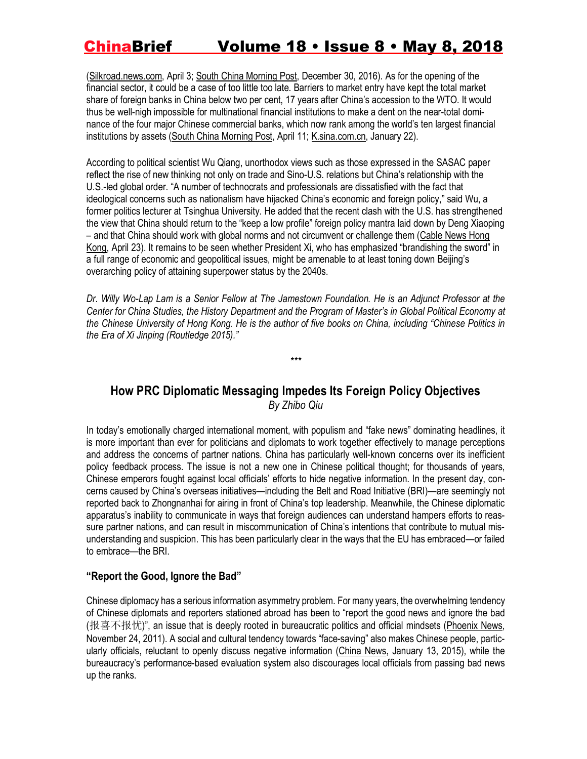(Silkroad.news.com, April 3; South China Morning Post, December 30, 2016). As for the opening of the financial sector, it could be a case of too little too late. Barriers to market entry have kept the total market share of foreign banks in China below two per cent, 17 years after China's accession to the WTO. It would thus be well-nigh impossible for multinational financial institutions to make a dent on the near-total dominance of the four major Chinese commercial banks, which now rank among the world's ten largest financial institutions by assets (South China Morning Post, April 11; K.sina.com.cn, January 22).

According to political scientist Wu Qiang, unorthodox views such as those expressed in the SASAC paper reflect the rise of new thinking not only on trade and Sino-U.S. relations but China's relationship with the U.S.-led global order. "A number of technocrats and professionals are dissatisfied with the fact that ideological concerns such as nationalism have hijacked China's economic and foreign policy," said Wu, a former politics lecturer at Tsinghua University. He added that the recent clash with the U.S. has strengthened the view that China should return to the "keep a low profile" foreign policy mantra laid down by Deng Xiaoping – and that China should work with global norms and not circumvent or challenge them (Cable News Hong Kong, April 23). It remains to be seen whether President Xi, who has emphasized "brandishing the sword" in a full range of economic and geopolitical issues, might be amenable to at least toning down Beijing's overarching policy of attaining superpower status by the 2040s.

*Dr. Willy Wo-Lap Lam is a Senior Fellow at The Jamestown Foundation. He is an Adjunct Professor at the Center for China Studies, the History Department and the Program of Master's in Global Political Economy at the Chinese University of Hong Kong. He is the author of five books on China, including "Chinese Politics in the Era of Xi Jinping (Routledge 2015)."*

\*\*\*

## How PRC Diplomatic Messaging Impedes Its Foreign Policy Objectives

*By Zhibo Qiu*

In today's emotionally charged international moment, with populism and "fake news" dominating headlines, it is more important than ever for politicians and diplomats to work together effectively to manage perceptions and address the concerns of partner nations. China has particularly well-known concerns over its inefficient policy feedback process. The issue is not a new one in Chinese political thought; for thousands of years, Chinese emperors fought against local officials' efforts to hide negative information. In the present day, concerns caused by China's overseas initiatives—including the Belt and Road Initiative (BRI)—are seemingly not reported back to Zhongnanhai for airing in front of China's top leadership. Meanwhile, the Chinese diplomatic apparatus's inability to communicate in ways that foreign audiences can understand hampers efforts to reassure partner nations, and can result in miscommunication of China's intentions that contribute to mutual misunderstanding and suspicion. This has been particularly clear in the ways that the EU has embraced—or failed to embrace—the BRI.

### "Report the Good, Ignore the Bad"

Chinese diplomacy has a serious information asymmetry problem. For many years, the overwhelming tendency of Chinese diplomats and reporters stationed abroad has been to "report the good news and ignore the bad (报喜不报忧)", an issue that is deeply rooted in bureaucratic politics and official mindsets (Phoenix News, November 24, 2011). A social and cultural tendency towards "face-saving" also makes Chinese people, particularly officials, reluctant to openly discuss negative information (China News, January 13, 2015), while the bureaucracy's performance-based evaluation system also discourages local officials from passing bad news up the ranks.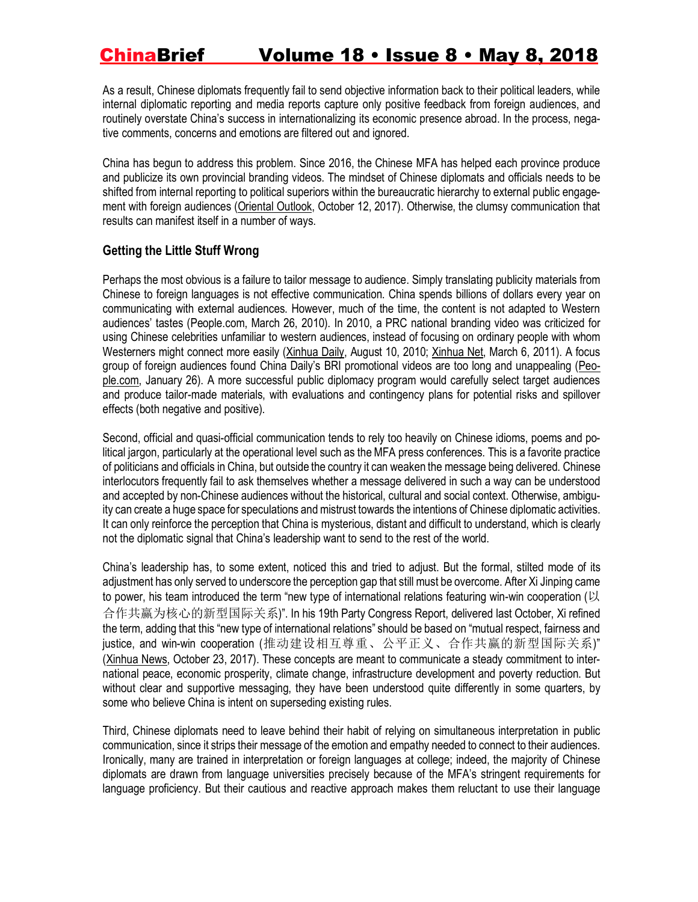As a result, Chinese diplomats frequently fail to send objective information back to their political leaders, while internal diplomatic reporting and media reports capture only positive feedback from foreign audiences, and routinely overstate China's success in internationalizing its economic presence abroad. In the process, negative comments, concerns and emotions are filtered out and ignored.

China has begun to address this problem. Since 2016, the Chinese MFA has helped each province produce and publicize its own provincial branding videos. The mindset of Chinese diplomats and officials needs to be shifted from internal reporting to political superiors within the bureaucratic hierarchy to external public engagement with foreign audiences (Oriental Outlook, October 12, 2017). Otherwise, the clumsy communication that results can manifest itself in a number of ways.

### Getting the Little Stuff Wrong

Perhaps the most obvious is a failure to tailor message to audience. Simply translating publicity materials from Chinese to foreign languages is not effective communication. China spends billions of dollars every year on communicating with external audiences. However, much of the time, the content is not adapted to Western audiences' tastes (People.com, March 26, 2010). In 2010, a PRC national branding video was criticized for using Chinese celebrities unfamiliar to western audiences, instead of focusing on ordinary people with whom Westerners might connect more easily (Xinhua Daily, August 10, 2010; Xinhua Net, March 6, 2011). A focus group of foreign audiences found China Daily's BRI promotional videos are too long and unappealing (People.com, January 26). A more successful public diplomacy program would carefully select target audiences and produce tailor-made materials, with evaluations and contingency plans for potential risks and spillover effects (both negative and positive).

Second, official and quasi-official communication tends to rely too heavily on Chinese idioms, poems and political jargon, particularly at the operational level such as the MFA press conferences. This is a favorite practice of politicians and officials in China, but outside the country it can weaken the message being delivered. Chinese interlocutors frequently fail to ask themselves whether a message delivered in such a way can be understood and accepted by non-Chinese audiences without the historical, cultural and social context. Otherwise, ambiguity can create a huge space for speculations and mistrust towards the intentions of Chinese diplomatic activities. It can only reinforce the perception that China is mysterious, distant and difficult to understand, which is clearly not the diplomatic signal that China's leadership want to send to the rest of the world.

China's leadership has, to some extent, noticed this and tried to adjust. But the formal, stilted mode of its adjustment has only served to underscore the perception gap that still must be overcome. After Xi Jinping came to power, his team introduced the term "new type of international relations featuring win-win cooperation (以合作共赢为核心的新型国际关系)". In his 19th Party Congress Report, delivered last October, Xi refined the term, adding that this "new type of international relations" should be based on "mutual respect, fairness and justice, and win-win cooperation (推动建设相互尊重、公平正义、合作共赢的新型国际关系)" (Xinhua News, October 23, 2017). These concepts are meant to communicate a steady commitment to international peace, economic prosperity, climate change, infrastructure development and poverty reduction. But without clear and supportive messaging, they have been understood quite differently in some quarters, by some who believe China is intent on superseding existing rules.

Third, Chinese diplomats need to leave behind their habit of relying on simultaneous interpretation in public communication, since it strips their message of the emotion and empathy needed to connect to their audiences. Ironically, many are trained in interpretation or foreign languages at college; indeed, the majority of Chinese diplomats are drawn from language universities precisely because of the MFA's stringent requirements for language proficiency. But their cautious and reactive approach makes them reluctant to use their language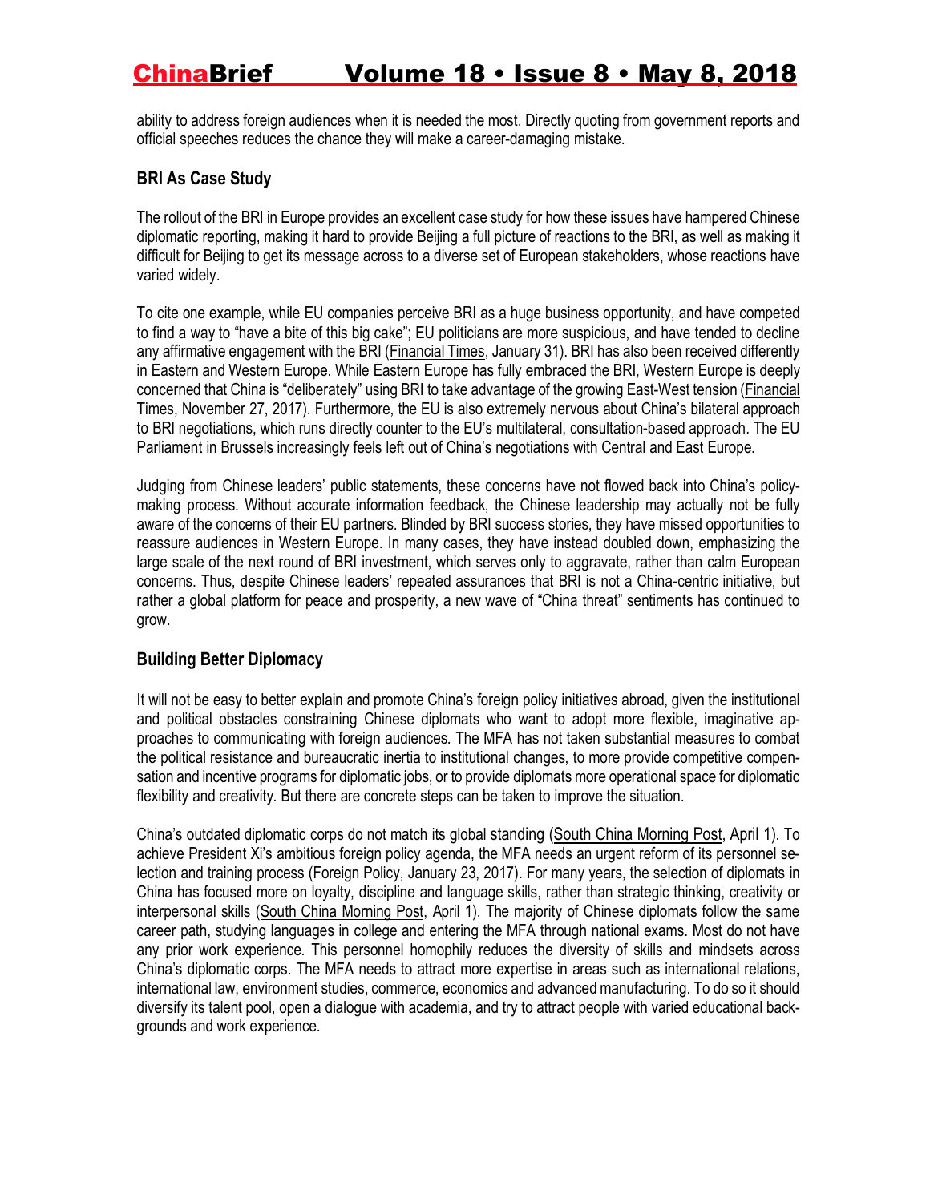ability to address foreign audiences when it is needed the most. Directly quoting from government reports and official speeches reduces the chance they will make a career-damaging mistake.

### BRI As Case Study

The rollout of the BRI in Europe provides an excellent case study for how these issues have hampered Chinese diplomatic reporting, making it hard to provide Beijing a full picture of reactions to the BRI, as well as making it difficult for Beijing to get its message across to a diverse set of European stakeholders, whose reactions have varied widely.

To cite one example, while EU companies perceive BRI as a huge business opportunity, and have competed to find a way to "have a bite of this big cake"; EU politicians are more suspicious, and have tended to decline any affirmative engagement with the BRI (Financial Times, January 31). BRI has also been received differently in Eastern and Western Europe. While Eastern Europe has fully embraced the BRI, Western Europe is deeply concerned that China is "deliberately" using BRI to take advantage of the growing East-West tension (Financial Times, November 27, 2017). Furthermore, the EU is also extremely nervous about China's bilateral approach to BRI negotiations, which runs directly counter to the EU's multilateral, consultation-based approach. The EU Parliament in Brussels increasingly feels left out of China's negotiations with Central and East Europe.

Judging from Chinese leaders' public statements, these concerns have not flowed back into China's policy-making process. Without accurate information feedback, the Chinese leadership may actually not be fully aware of the concerns of their EU partners. Blinded by BRI success stories, they have missed opportunities to reassure audiences in Western Europe. In many cases, they have instead doubled down, emphasizing the large scale of the next round of BRI investment, which serves only to aggravate, rather than calm European concerns. Thus, despite Chinese leaders' repeated assurances that BRI is not a China-centric initiative, but rather a global platform for peace and prosperity, a new wave of "China threat" sentiments has continued to grow.

### Building Better Diplomacy

It will not be easy to better explain and promote China's foreign policy initiatives abroad, given the institutional and political obstacles constraining Chinese diplomats who want to adopt more flexible, imaginative approaches to communicating with foreign audiences. The MFA has not taken substantial measures to combat the political resistance and bureaucratic inertia to institutional changes, to more provide competitive compensation and incentive programs for diplomatic jobs, or to provide diplomats more operational space for diplomatic flexibility and creativity. But there are concrete steps can be taken to improve the situation.

China's outdated diplomatic corps do not match its global standing (South China Morning Post, April 1). To achieve President Xi's ambitious foreign policy agenda, the MFA needs an urgent reform of its personnel selection and training process (Foreign Policy, January 23, 2017). For many years, the selection of diplomats in China has focused more on loyalty, discipline and language skills, rather than strategic thinking, creativity or interpersonal skills (South China Morning Post, April 1). The majority of Chinese diplomats follow the same career path, studying languages in college and entering the MFA through national exams. Most do not have any prior work experience. This personnel homophily reduces the diversity of skills and mindsets across China's diplomatic corps. The MFA needs to attract more expertise in areas such as international relations, international law, environment studies, commerce, economics and advanced manufacturing. To do so it should diversify its talent pool, open a dialogue with academia, and try to attract people with varied educational backgrounds and work experience.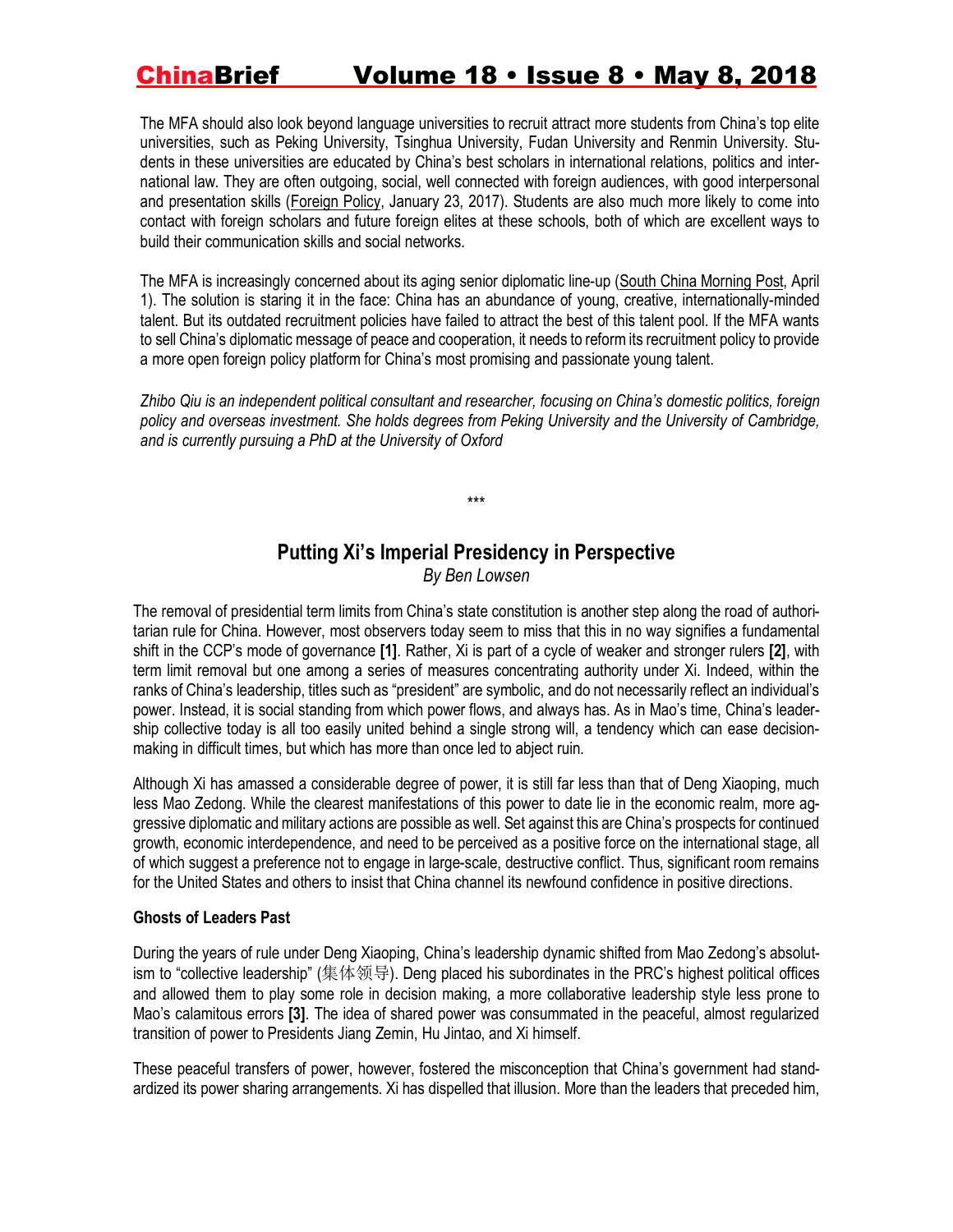The MFA should also look beyond language universities to recruit attract more students from China's top elite universities, such as Peking University, Tsinghua University, Fudan University and Renmin University. Students in these universities are educated by China's best scholars in international relations, politics and international law. They are often outgoing, social, well connected with foreign audiences, with good interpersonal and presentation skills (Foreign Policy, January 23, 2017). Students are also much more likely to come into contact with foreign scholars and future foreign elites at these schools, both of which are excellent ways to build their communication skills and social networks.

The MFA is increasingly concerned about its aging senior diplomatic line-up (South China Morning Post, April 1). The solution is staring it in the face: China has an abundance of young, creative, internationally-minded talent. But its outdated recruitment policies have failed to attract the best of this talent pool. If the MFA wants to sell China's diplomatic message of peace and cooperation, it needs to reform its recruitment policy to provide a more open foreign policy platform for China's most promising and passionate young talent.

*Zhibo Qiu is an independent political consultant and researcher, focusing on China's domestic politics, foreign policy and overseas investment. She holds degrees from Peking University and the University of Cambridge, and is currently pursuing a PhD at the University of Oxford*

***

## Putting Xi's Imperial Presidency in Perspective

*By Ben Lowsen*

The removal of presidential term limits from China's state constitution is another step along the road of authoritarian rule for China. However, most observers today seem to miss that this in no way signifies a fundamental shift in the CCP's mode of governance **[1]**. Rather, Xi is part of a cycle of weaker and stronger rulers **[2]**, with term limit removal but one among a series of measures concentrating authority under Xi. Indeed, within the ranks of China's leadership, titles such as "president" are symbolic, and do not necessarily reflect an individual's power. Instead, it is social standing from which power flows, and always has. As in Mao's time, China's leadership collective today is all too easily united behind a single strong will, a tendency which can ease decision-making in difficult times, but which has more than once led to abject ruin.

Although Xi has amassed a considerable degree of power, it is still far less than that of Deng Xiaoping, much less Mao Zedong. While the clearest manifestations of this power to date lie in the economic realm, more aggressive diplomatic and military actions are possible as well. Set against this are China's prospects for continued growth, economic interdependence, and need to be perceived as a positive force on the international stage, all of which suggest a preference not to engage in large-scale, destructive conflict. Thus, significant room remains for the United States and others to insist that China channel its newfound confidence in positive directions.

### Ghosts of Leaders Past

During the years of rule under Deng Xiaoping, China's leadership dynamic shifted from Mao Zedong's absolutism to "collective leadership" (集体领导). Deng placed his subordinates in the PRC's highest political offices and allowed them to play some role in decision making, a more collaborative leadership style less prone to Mao's calamitous errors **[3]**. The idea of shared power was consummated in the peaceful, almost regularized transition of power to Presidents Jiang Zemin, Hu Jintao, and Xi himself.

These peaceful transfers of power, however, fostered the misconception that China's government had standardized its power sharing arrangements. Xi has dispelled that illusion. More than the leaders that preceded him,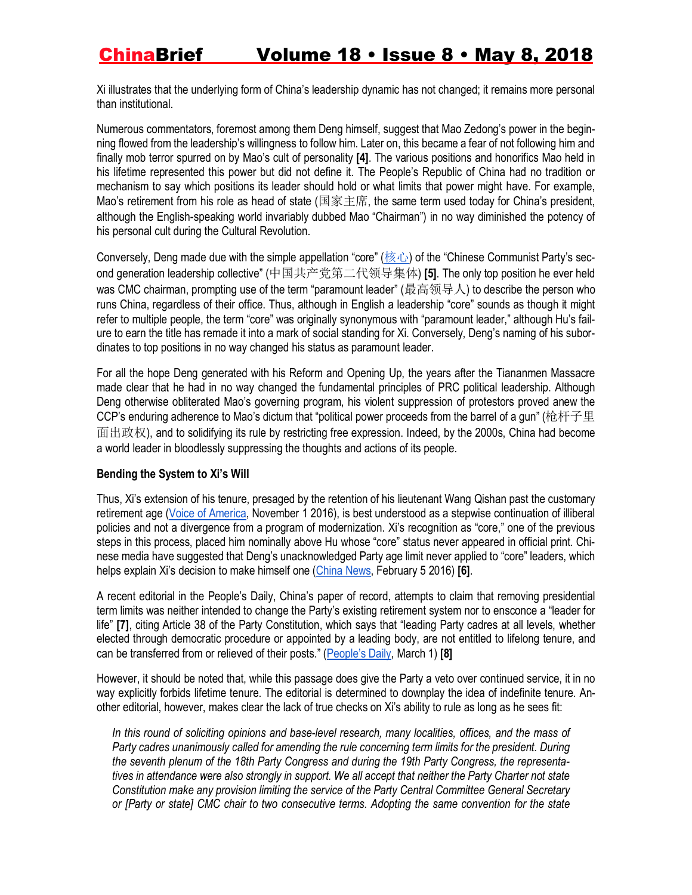Xi illustrates that the underlying form of China's leadership dynamic has not changed; it remains more personal than institutional.

Numerous commentators, foremost among them Deng himself, suggest that Mao Zedong's power in the beginning flowed from the leadership's willingness to follow him. Later on, this became a fear of not following him and finally mob terror spurred on by Mao's cult of personality **[4]**. The various positions and honorifics Mao held in his lifetime represented this power but did not define it. The People's Republic of China had no tradition or mechanism to say which positions its leader should hold or what limits that power might have. For example, Mao's retirement from his role as head of state (国家主席, the same term used today for China's president, although the English-speaking world invariably dubbed Mao "Chairman") in no way diminished the potency of his personal cult during the Cultural Revolution.

Conversely, Deng made due with the simple appellation "core" (核心) of the "Chinese Communist Party's second generation leadership collective" (中国共产党第二代领导集体) **[5]**. The only top position he ever held was CMC chairman, prompting use of the term "paramount leader" (最高领导人) to describe the person who runs China, regardless of their office. Thus, although in English a leadership "core" sounds as though it might refer to multiple people, the term "core" was originally synonymous with "paramount leader," although Hu's failure to earn the title has remade it into a mark of social standing for Xi. Conversely, Deng's naming of his subordinates to top positions in no way changed his status as paramount leader.

For all the hope Deng generated with his Reform and Opening Up, the years after the Tiananmen Massacre made clear that he had in no way changed the fundamental principles of PRC political leadership. Although Deng otherwise obliterated Mao's governing program, his violent suppression of protestors proved anew the CCP's enduring adherence to Mao's dictum that "political power proceeds from the barrel of a gun" (枪杆子里面出政权), and to solidifying its rule by restricting free expression. Indeed, by the 2000s, China had become a world leader in bloodlessly suppressing the thoughts and actions of its people.

**Bending the System to Xi's Will**

Thus, Xi's extension of his tenure, presaged by the retention of his lieutenant Wang Qishan past the customary retirement age (Voice of America, November 1 2016), is best understood as a stepwise continuation of illiberal policies and not a divergence from a program of modernization. Xi's recognition as "core," one of the previous steps in this process, placed him nominally above Hu whose "core" status never appeared in official print. Chinese media have suggested that Deng's unacknowledged Party age limit never applied to "core" leaders, which helps explain Xi's decision to make himself one (China News, February 5 2016) **[6]**.

A recent editorial in the People's Daily, China's paper of record, attempts to claim that removing presidential term limits was neither intended to change the Party's existing retirement system nor to ensconce a "leader for life" **[7]**, citing Article 38 of the Party Constitution, which says that "leading Party cadres at all levels, whether elected through democratic procedure or appointed by a leading body, are not entitled to lifelong tenure, and can be transferred from or relieved of their posts." (People's Daily, March 1) **[8]**

However, it should be noted that, while this passage does give the Party a veto over continued service, it in no way explicitly forbids lifetime tenure. The editorial is determined to downplay the idea of indefinite tenure. Another editorial, however, makes clear the lack of true checks on Xi's ability to rule as long as he sees fit:

> *In this round of soliciting opinions and base-level research, many localities, offices, and the mass of Party cadres unanimously called for amending the rule concerning term limits for the president. During the seventh plenum of the 18th Party Congress and during the 19th Party Congress, the representatives in attendance were also strongly in support. We all accept that neither the Party Charter not state Constitution make any provision limiting the service of the Party Central Committee General Secretary or [Party or state] CMC chair to two consecutive terms. Adopting the same convention for the state*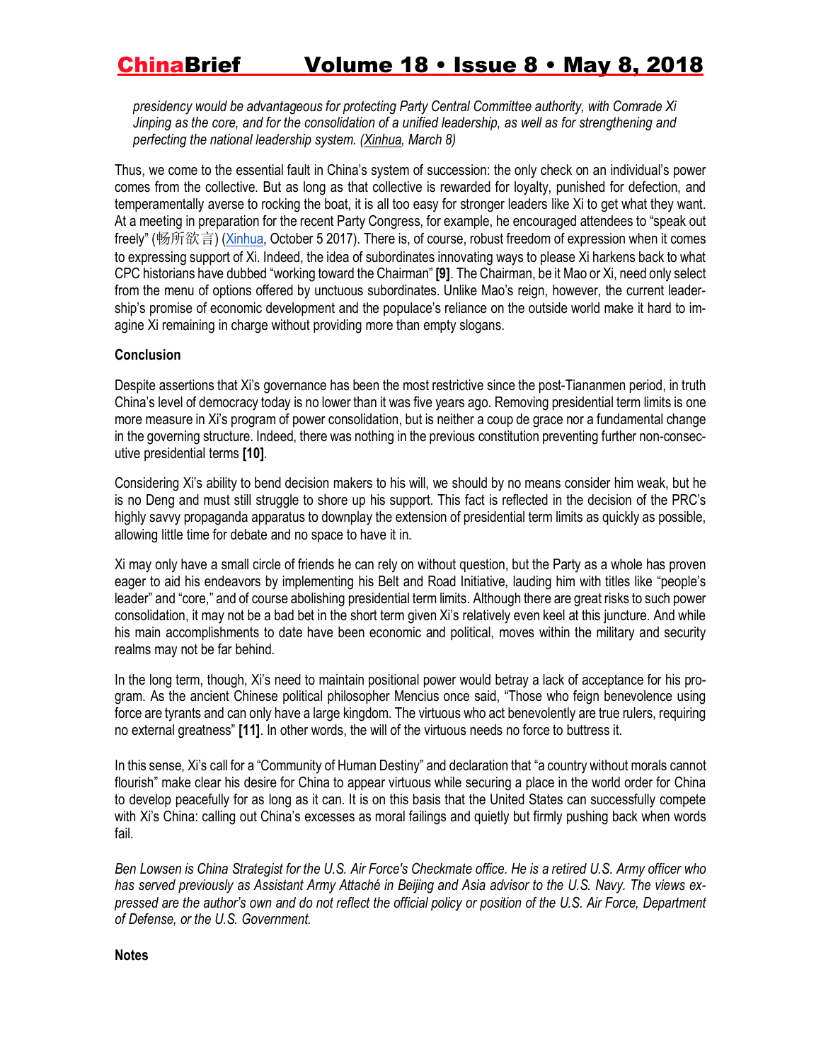*presidency would be advantageous for protecting Party Central Committee authority, with Comrade Xi Jinping as the core, and for the consolidation of a unified leadership, as well as for strengthening and perfecting the national leadership system. (Xinhua, March 8)*

Thus, we come to the essential fault in China's system of succession: the only check on an individual's power comes from the collective. But as long as that collective is rewarded for loyalty, punished for defection, and temperamentally averse to rocking the boat, it is all too easy for stronger leaders like Xi to get what they want. At a meeting in preparation for the recent Party Congress, for example, he encouraged attendees to "speak out freely" (畅所欲言) (Xinhua, October 5 2017). There is, of course, robust freedom of expression when it comes to expressing support of Xi. Indeed, the idea of subordinates innovating ways to please Xi harkens back to what CPC historians have dubbed "working toward the Chairman" **[9]**. The Chairman, be it Mao or Xi, need only select from the menu of options offered by unctuous subordinates. Unlike Mao's reign, however, the current leadership's promise of economic development and the populace's reliance on the outside world make it hard to imagine Xi remaining in charge without providing more than empty slogans.

**Conclusion**

Despite assertions that Xi's governance has been the most restrictive since the post-Tiananmen period, in truth China's level of democracy today is no lower than it was five years ago. Removing presidential term limits is one more measure in Xi's program of power consolidation, but is neither a coup de grace nor a fundamental change in the governing structure. Indeed, there was nothing in the previous constitution preventing further non-consecutive presidential terms **[10]**.

Considering Xi's ability to bend decision makers to his will, we should by no means consider him weak, but he is no Deng and must still struggle to shore up his support. This fact is reflected in the decision of the PRC's highly savvy propaganda apparatus to downplay the extension of presidential term limits as quickly as possible, allowing little time for debate and no space to have it in.

Xi may only have a small circle of friends he can rely on without question, but the Party as a whole has proven eager to aid his endeavors by implementing his Belt and Road Initiative, lauding him with titles like "people's leader" and "core," and of course abolishing presidential term limits. Although there are great risks to such power consolidation, it may not be a bad bet in the short term given Xi's relatively even keel at this juncture. And while his main accomplishments to date have been economic and political, moves within the military and security realms may not be far behind.

In the long term, though, Xi's need to maintain positional power would betray a lack of acceptance for his program. As the ancient Chinese political philosopher Mencius once said, "Those who feign benevolence using force are tyrants and can only have a large kingdom. The virtuous who act benevolently are true rulers, requiring no external greatness" **[11]**. In other words, the will of the virtuous needs no force to buttress it.

In this sense, Xi's call for a "Community of Human Destiny" and declaration that "a country without morals cannot flourish" make clear his desire for China to appear virtuous while securing a place in the world order for China to develop peacefully for as long as it can. It is on this basis that the United States can successfully compete with Xi's China: calling out China's excesses as moral failings and quietly but firmly pushing back when words fail.

*Ben Lowsen is China Strategist for the U.S. Air Force's Checkmate office. He is a retired U.S. Army officer who has served previously as Assistant Army Attaché in Beijing and Asia advisor to the U.S. Navy. The views expressed are the author's own and do not reflect the official policy or position of the U.S. Air Force, Department of Defense, or the U.S. Government.*

**Notes**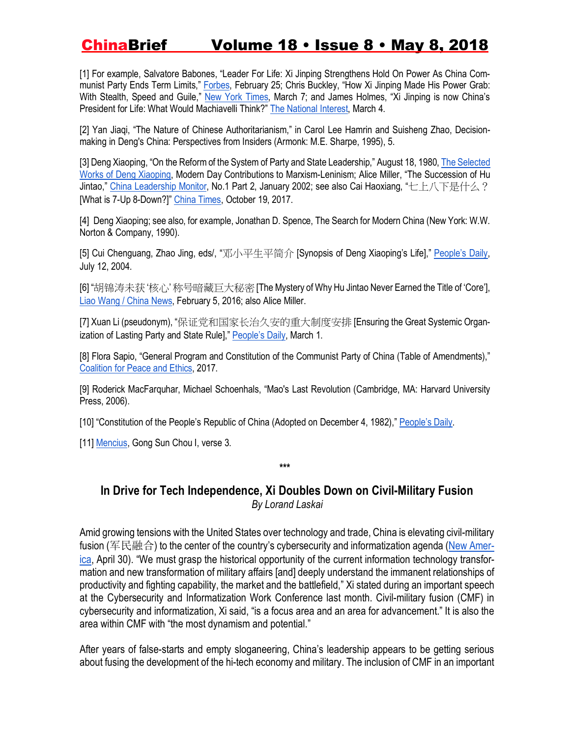[1] For example, Salvatore Babones, "Leader For Life: Xi Jinping Strengthens Hold On Power As China Communist Party Ends Term Limits," Forbes, February 25; Chris Buckley, "How Xi Jinping Made His Power Grab: With Stealth, Speed and Guile," New York Times, March 7; and James Holmes, "Xi Jinping is now China's President for Life: What Would Machiavelli Think?" The National Interest, March 4.

[2] Yan Jiaqi, "The Nature of Chinese Authoritarianism," in Carol Lee Hamrin and Suisheng Zhao, Decision-making in Deng's China: Perspectives from Insiders (Armonk: M.E. Sharpe, 1995), 5.

[3] Deng Xiaoping, "On the Reform of the System of Party and State Leadership," August 18, 1980, The Selected Works of Deng Xiaoping, Modern Day Contributions to Marxism-Leninism; Alice Miller, "The Succession of Hu Jintao," China Leadership Monitor, No.1 Part 2, January 2002; see also Cai Haoxiang, "七上八下是什么？[What is 7-Up 8-Down?]" China Times, October 19, 2017.

[4] Deng Xiaoping; see also, for example, Jonathan D. Spence, The Search for Modern China (New York: W.W. Norton & Company, 1990).

[5] Cui Chenguang, Zhao Jing, eds/, "邓小平生平简介 [Synopsis of Deng Xiaoping's Life]," People's Daily, July 12, 2004.

[6] "胡锦涛未获'核心'称号暗藏巨大秘密 [The Mystery of Why Hu Jintao Never Earned the Title of 'Core'], Liao Wang / China News, February 5, 2016; also Alice Miller.

[7] Xuan Li (pseudonym), "保证党和国家长治久安的重大制度安排 [Ensuring the Great Systemic Organization of Lasting Party and State Rule]," People's Daily, March 1.

[8] Flora Sapio, "General Program and Constitution of the Communist Party of China (Table of Amendments)," Coalition for Peace and Ethics, 2017.

[9] Roderick MacFarquhar, Michael Schoenhals, "Mao's Last Revolution (Cambridge, MA: Harvard University Press, 2006).

[10] "Constitution of the People's Republic of China (Adopted on December 4, 1982)," People's Daily.

[11] Mencius, Gong Sun Chou I, verse 3.

***

## In Drive for Tech Independence, Xi Doubles Down on Civil-Military Fusion

*By Lorand Laskai*

Amid growing tensions with the United States over technology and trade, China is elevating civil-military fusion (军民融合) to the center of the country's cybersecurity and informatization agenda (New America, April 30). "We must grasp the historical opportunity of the current information technology transformation and new transformation of military affairs [and] deeply understand the immanent relationships of productivity and fighting capability, the market and the battlefield," Xi stated during an important speech at the Cybersecurity and Informatization Work Conference last month. Civil-military fusion (CMF) in cybersecurity and informatization, Xi said, "is a focus area and an area for advancement." It is also the area within CMF with "the most dynamism and potential."

After years of false-starts and empty sloganeering, China's leadership appears to be getting serious about fusing the development of the hi-tech economy and military. The inclusion of CMF in an important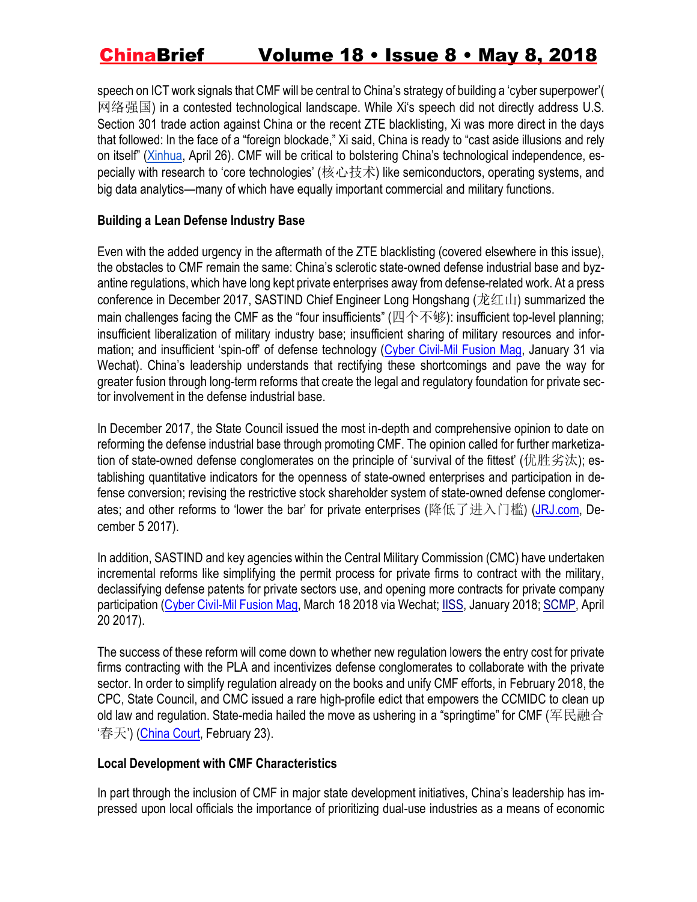speech on ICT work signals that CMF will be central to China's strategy of building a 'cyber superpower'(网络强国) in a contested technological landscape. While Xi's speech did not directly address U.S. Section 301 trade action against China or the recent ZTE blacklisting, Xi was more direct in the days that followed: In the face of a "foreign blockade," Xi said, China is ready to "cast aside illusions and rely on itself" (Xinhua, April 26). CMF will be critical to bolstering China's technological independence, especially with research to 'core technologies' (核心技术) like semiconductors, operating systems, and big data analytics—many of which have equally important commercial and military functions.

**Building a Lean Defense Industry Base**

Even with the added urgency in the aftermath of the ZTE blacklisting (covered elsewhere in this issue), the obstacles to CMF remain the same: China's sclerotic state-owned defense industrial base and byzantine regulations, which have long kept private enterprises away from defense-related work. At a press conference in December 2017, SASTIND Chief Engineer Long Hongshang (龙红山) summarized the main challenges facing the CMF as the "four insufficients" (四个不够): insufficient top-level planning; insufficient liberalization of military industry base; insufficient sharing of military resources and information; and insufficient 'spin-off' of defense technology (Cyber Civil-Mil Fusion Mag, January 31 via Wechat). China's leadership understands that rectifying these shortcomings and pave the way for greater fusion through long-term reforms that create the legal and regulatory foundation for private sector involvement in the defense industrial base.

In December 2017, the State Council issued the most in-depth and comprehensive opinion to date on reforming the defense industrial base through promoting CMF. The opinion called for further marketization of state-owned defense conglomerates on the principle of 'survival of the fittest' (优胜劣汰); establishing quantitative indicators for the openness of state-owned enterprises and participation in defense conversion; revising the restrictive stock shareholder system of state-owned defense conglomerates; and other reforms to 'lower the bar' for private enterprises (降低了进入门槛) (JRJ.com, December 5 2017).

In addition, SASTIND and key agencies within the Central Military Commission (CMC) have undertaken incremental reforms like simplifying the permit process for private firms to contract with the military, declassifying defense patents for private sectors use, and opening more contracts for private company participation (Cyber Civil-Mil Fusion Mag, March 18 2018 via Wechat; IISS, January 2018; SCMP, April 20 2017).

The success of these reform will come down to whether new regulation lowers the entry cost for private firms contracting with the PLA and incentivizes defense conglomerates to collaborate with the private sector. In order to simplify regulation already on the books and unify CMF efforts, in February 2018, the CPC, State Council, and CMC issued a rare high-profile edict that empowers the CCMIDC to clean up old law and regulation. State-media hailed the move as ushering in a "springtime" for CMF (军民融合'春天') (China Court, February 23).

**Local Development with CMF Characteristics**

In part through the inclusion of CMF in major state development initiatives, China's leadership has impressed upon local officials the importance of prioritizing dual-use industries as a means of economic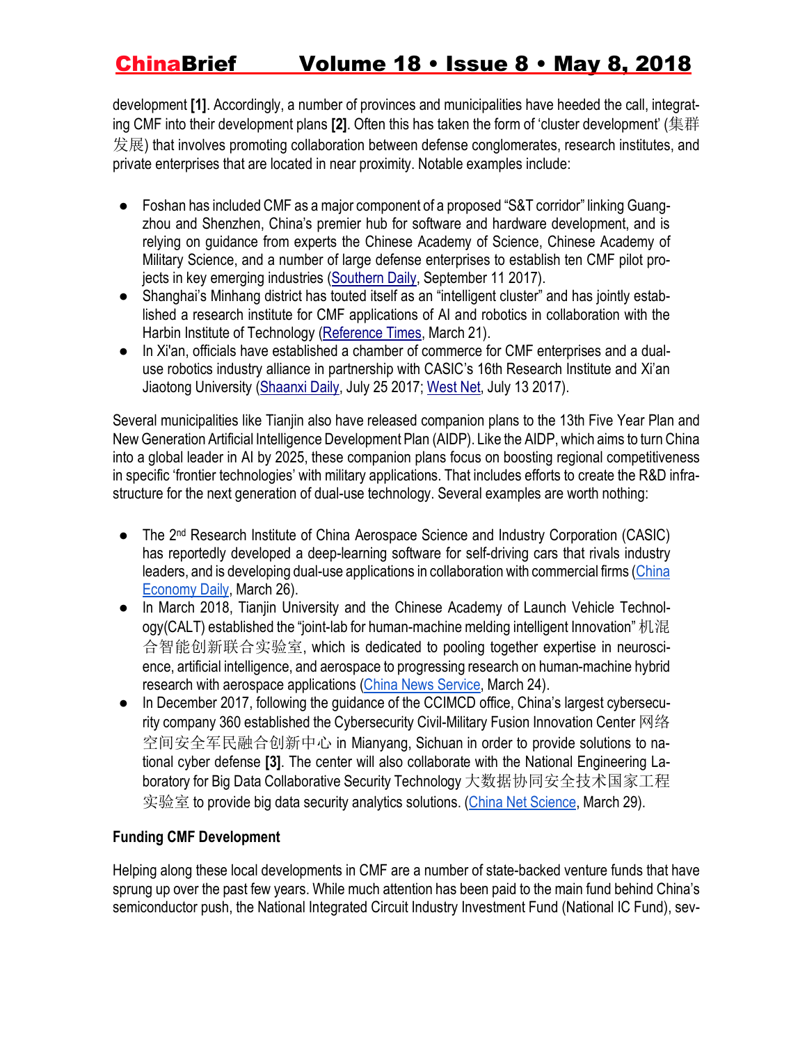development **[1]**. Accordingly, a number of provinces and municipalities have heeded the call, integrating CMF into their development plans **[2]**. Often this has taken the form of 'cluster development' (集群发展) that involves promoting collaboration between defense conglomerates, research institutes, and private enterprises that are located in near proximity. Notable examples include:

- Foshan has included CMF as a major component of a proposed "S&T corridor" linking Guangzhou and Shenzhen, China's premier hub for software and hardware development, and is relying on guidance from experts the Chinese Academy of Science, Chinese Academy of Military Science, and a number of large defense enterprises to establish ten CMF pilot projects in key emerging industries (Southern Daily, September 11 2017).
- Shanghai's Minhang district has touted itself as an "intelligent cluster" and has jointly established a research institute for CMF applications of AI and robotics in collaboration with the Harbin Institute of Technology (Reference Times, March 21).
- In Xi'an, officials have established a chamber of commerce for CMF enterprises and a dual-use robotics industry alliance in partnership with CASIC's 16th Research Institute and Xi'an Jiaotong University (Shaanxi Daily, July 25 2017; West Net, July 13 2017).

Several municipalities like Tianjin also have released companion plans to the 13th Five Year Plan and New Generation Artificial Intelligence Development Plan (AIDP). Like the AIDP, which aims to turn China into a global leader in AI by 2025, these companion plans focus on boosting regional competitiveness in specific 'frontier technologies' with military applications. That includes efforts to create the R&D infrastructure for the next generation of dual-use technology. Several examples are worth nothing:

- The 2nd Research Institute of China Aerospace Science and Industry Corporation (CASIC) has reportedly developed a deep-learning software for self-driving cars that rivals industry leaders, and is developing dual-use applications in collaboration with commercial firms (China Economy Daily, March 26).
- In March 2018, Tianjin University and the Chinese Academy of Launch Vehicle Technology(CALT) established the "joint-lab for human-machine melding intelligent Innovation" 机混合智能创新联合实验室, which is dedicated to pooling together expertise in neuroscience, artificial intelligence, and aerospace to progressing research on human-machine hybrid research with aerospace applications (China News Service, March 24).
- In December 2017, following the guidance of the CCIMCD office, China's largest cybersecurity company 360 established the Cybersecurity Civil-Military Fusion Innovation Center 网络空间安全军民融合创新中心 in Mianyang, Sichuan in order to provide solutions to national cyber defense **[3]**. The center will also collaborate with the National Engineering Laboratory for Big Data Collaborative Security Technology 大数据协同安全技术国家工程实验室 to provide big data security analytics solutions. (China Net Science, March 29).

**Funding CMF Development**

Helping along these local developments in CMF are a number of state-backed venture funds that have sprung up over the past few years. While much attention has been paid to the main fund behind China's semiconductor push, the National Integrated Circuit Industry Investment Fund (National IC Fund), sev-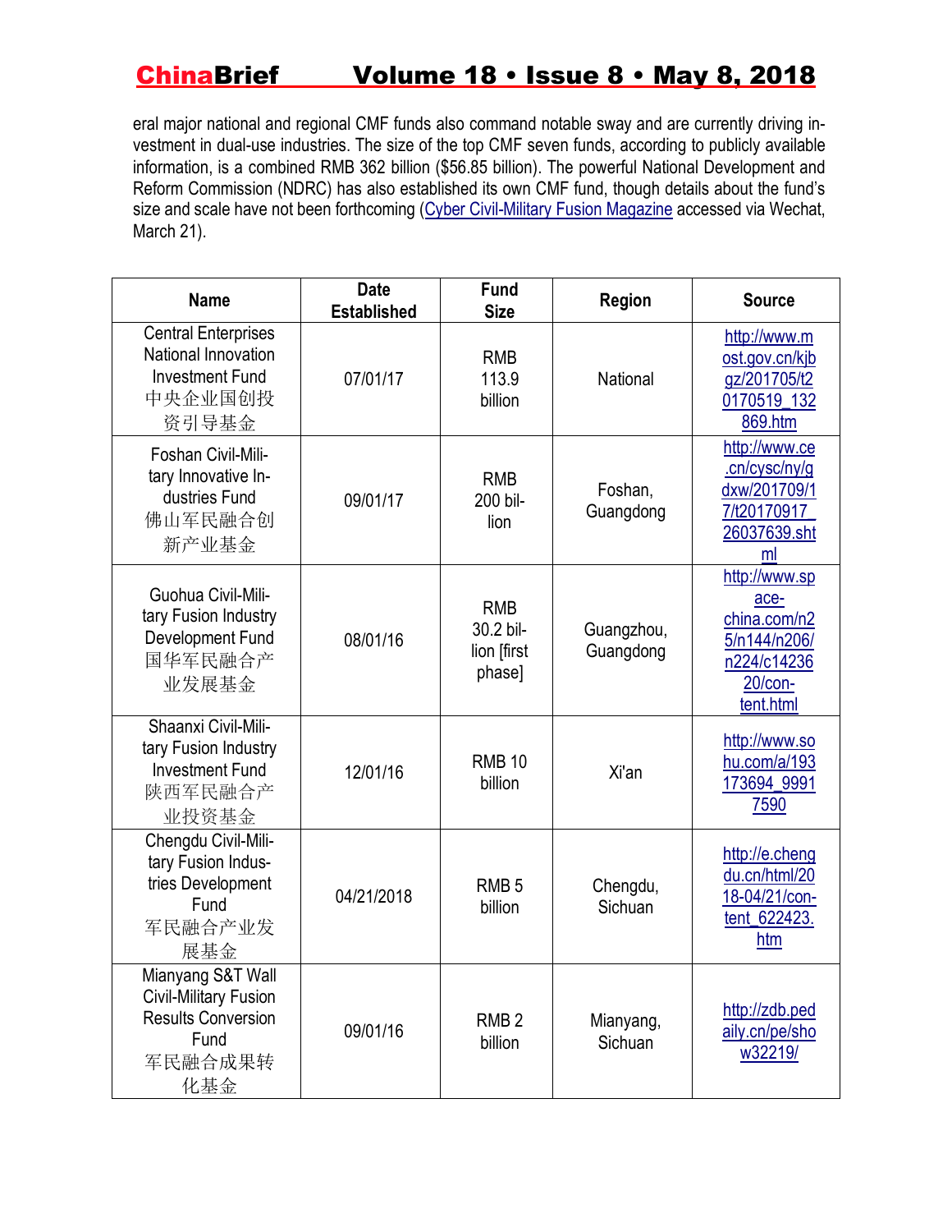eral major national and regional CMF funds also command notable sway and are currently driving investment in dual-use industries. The size of the top CMF seven funds, according to publicly available information, is a combined RMB 362 billion ($56.85 billion). The powerful National Development and Reform Commission (NDRC) has also established its own CMF fund, though details about the fund's size and scale have not been forthcoming (Cyber Civil-Military Fusion Magazine accessed via Wechat, March 21).

| Name | Date Established | Fund Size | Region | Source |
|---|---|---|---|---|
| Central Enterprises National Innovation Investment Fund 中央企业国创投资引导基金 | 07/01/17 | RMB 113.9 billion | National | http://www.most.gov.cn/kjbgz/201705/t20170519_132869.htm |
| Foshan Civil-Military Innovative Industries Fund 佛山军民融合创新产业基金 | 09/01/17 | RMB 200 billion | Foshan, Guangdong | http://www.ce.cn/cysc/ny/gdxw/201709/17/t20170917_26037639.shtml |
| Guohua Civil-Military Fusion Industry Development Fund 国华军民融合产业发展基金 | 08/01/16 | RMB 30.2 billion [first phase] | Guangzhou, Guangdong | http://www.space-china.com/n25/n144/n206/n224/c1423620/content.html |
| Shaanxi Civil-Military Fusion Industry Investment Fund 陕西军民融合产业投资基金 | 12/01/16 | RMB 10 billion | Xi'an | http://www.sohu.com/a/193173694_99917590 |
| Chengdu Civil-Military Fusion Industries Development Fund 军民融合产业发展基金 | 04/21/2018 | RMB 5 billion | Chengdu, Sichuan | http://e.chengdu.cn/html/2018-04/21/content_622423.htm |
| Mianyang S&T Wall Civil-Military Fusion Results Conversion Fund 军民融合成果转化基金 | 09/01/16 | RMB 2 billion | Mianyang, Sichuan | http://zdb.pedaily.cn/pe/show32219/ |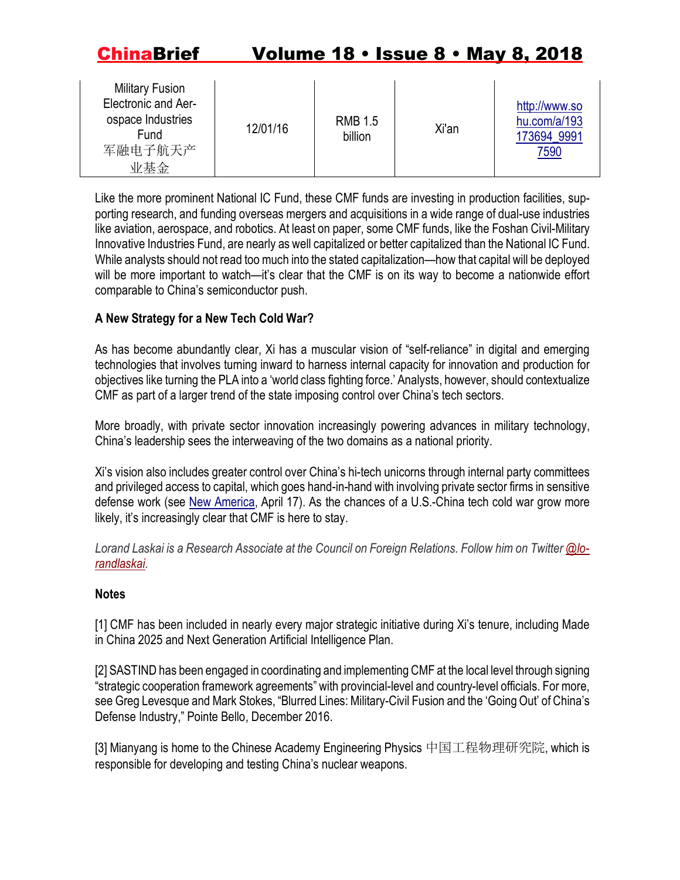| Military Fusion Electronic and Aerospace Industries Fund 军融电子航天产业基金 | 12/01/16 | RMB 1.5 billion | Xi'an | http://www.sohu.com/a/193173694_99917590 |
|---|---|---|---|---|

Like the more prominent National IC Fund, these CMF funds are investing in production facilities, supporting research, and funding overseas mergers and acquisitions in a wide range of dual-use industries like aviation, aerospace, and robotics. At least on paper, some CMF funds, like the Foshan Civil-Military Innovative Industries Fund, are nearly as well capitalized or better capitalized than the National IC Fund. While analysts should not read too much into the stated capitalization—how that capital will be deployed will be more important to watch—it's clear that the CMF is on its way to become a nationwide effort comparable to China's semiconductor push.

**A New Strategy for a New Tech Cold War?**

As has become abundantly clear, Xi has a muscular vision of "self-reliance" in digital and emerging technologies that involves turning inward to harness internal capacity for innovation and production for objectives like turning the PLA into a 'world class fighting force.' Analysts, however, should contextualize CMF as part of a larger trend of the state imposing control over China's tech sectors.

More broadly, with private sector innovation increasingly powering advances in military technology, China's leadership sees the interweaving of the two domains as a national priority.

Xi's vision also includes greater control over China's hi-tech unicorns through internal party committees and privileged access to capital, which goes hand-in-hand with involving private sector firms in sensitive defense work (see New America, April 17). As the chances of a U.S.-China tech cold war grow more likely, it's increasingly clear that CMF is here to stay.

*Lorand Laskai is a Research Associate at the Council on Foreign Relations. Follow him on Twitter @lorandlaskai.*

**Notes**

[1] CMF has been included in nearly every major strategic initiative during Xi's tenure, including Made in China 2025 and Next Generation Artificial Intelligence Plan.

[2] SASTIND has been engaged in coordinating and implementing CMF at the local level through signing "strategic cooperation framework agreements" with provincial-level and country-level officials. For more, see Greg Levesque and Mark Stokes, "Blurred Lines: Military-Civil Fusion and the 'Going Out' of China's Defense Industry," Pointe Bello, December 2016.

[3] Mianyang is home to the Chinese Academy Engineering Physics 中国工程物理研究院, which is responsible for developing and testing China's nuclear weapons.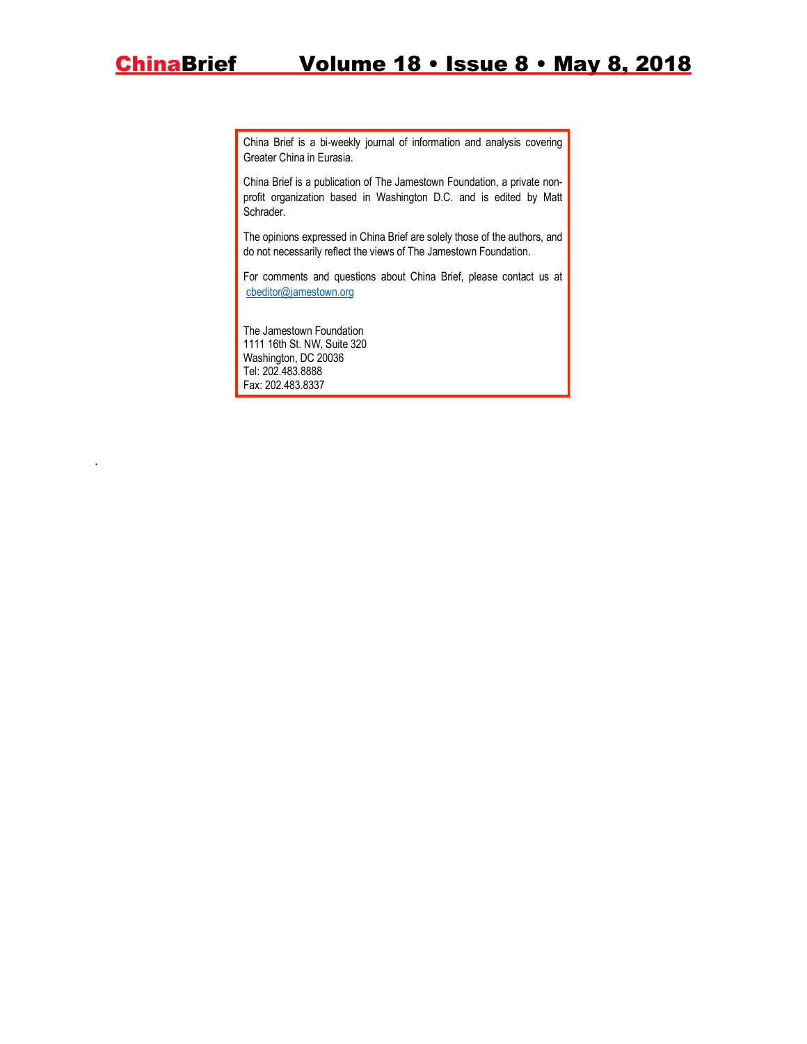China Brief is a bi-weekly journal of information and analysis covering Greater China in Eurasia.

China Brief is a publication of The Jamestown Foundation, a private non-profit organization based in Washington D.C. and is edited by Matt Schrader.

The opinions expressed in China Brief are solely those of the authors, and do not necessarily reflect the views of The Jamestown Foundation.

For comments and questions about China Brief, please contact us at cbeditor@jamestown.org

The Jamestown Foundation
1111 16th St. NW, Suite 320
Washington, DC 20036
Tel: 202.483.8888
Fax: 202.483.8337